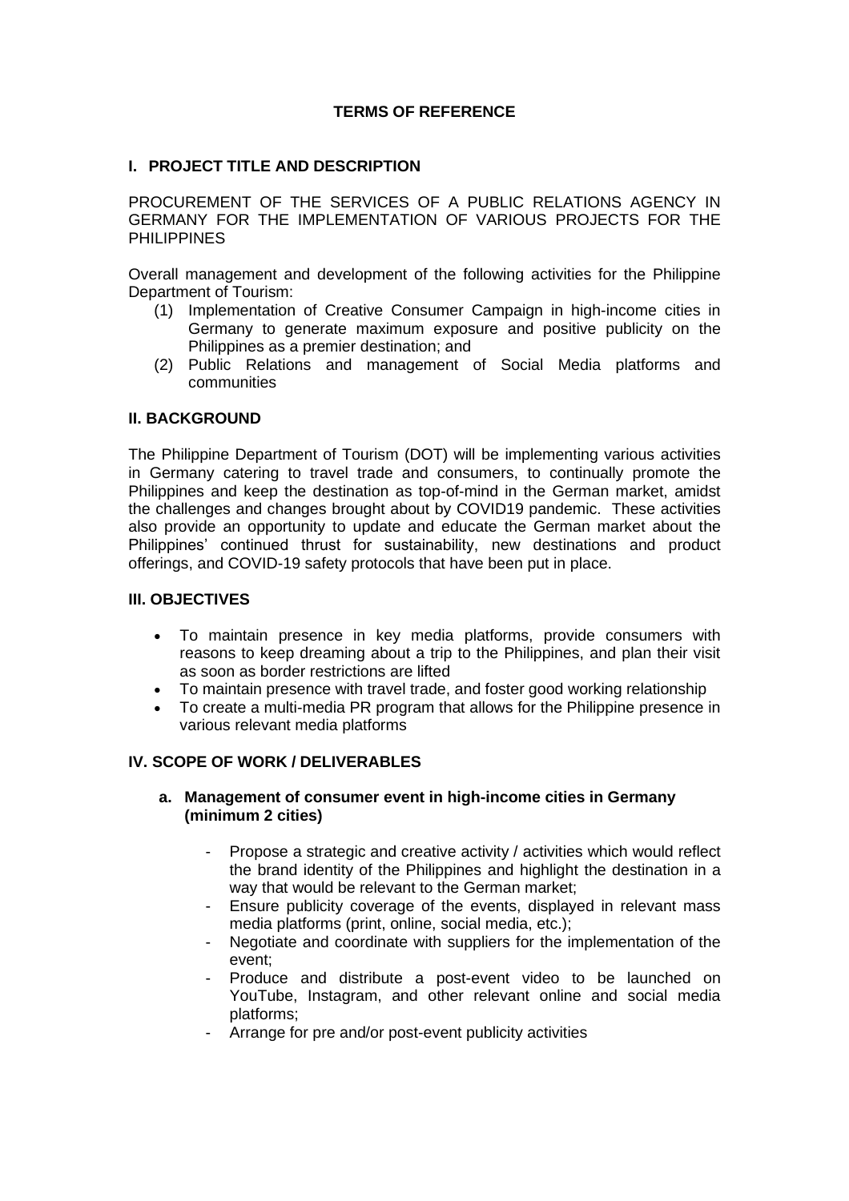# TERMS OF REFERENCE

## I. PROJECT TITLE AND DESCRIPTION

PROCUREMENT OF THE SERVICES OF A PUBLIC RELATIONS AGENCY IN GERMANY FOR THE IMPLEMENTATION OF VARIOUS PROJECTS FOR THE PHILIPPINES

Overall management and development of the following activities for the Philippine Department of Tourism:

(1) Implementation of Creative Consumer Campaign in high-income cities in Germany to generate maximum exposure and positive publicity on the Philippines as a premier destination; and

(2) Public Relations and management of Social Media platforms and communities

## II. BACKGROUND

The Philippine Department of Tourism (DOT) will be implementing various activities in Germany catering to travel trade and consumers, to continually promote the Philippines and keep the destination as top-of-mind in the German market, amidst the challenges and changes brought about by COVID19 pandemic. These activities also provide an opportunity to update and educate the German market about the Philippines' continued thrust for sustainability, new destinations and product offerings, and COVID-19 safety protocols that have been put in place.

## III. OBJECTIVES

- To maintain presence in key media platforms, provide consumers with reasons to keep dreaming about a trip to the Philippines, and plan their visit as soon as border restrictions are lifted
- To maintain presence with travel trade, and foster good working relationship
- To create a multi-media PR program that allows for the Philippine presence in various relevant media platforms

## IV. SCOPE OF WORK / DELIVERABLES

### a. Management of consumer event in high-income cities in Germany (minimum 2 cities)

- Propose a strategic and creative activity / activities which would reflect the brand identity of the Philippines and highlight the destination in a way that would be relevant to the German market;
- Ensure publicity coverage of the events, displayed in relevant mass media platforms (print, online, social media, etc.);
- Negotiate and coordinate with suppliers for the implementation of the event;
- Produce and distribute a post-event video to be launched on YouTube, Instagram, and other relevant online and social media platforms;
- Arrange for pre and/or post-event publicity activities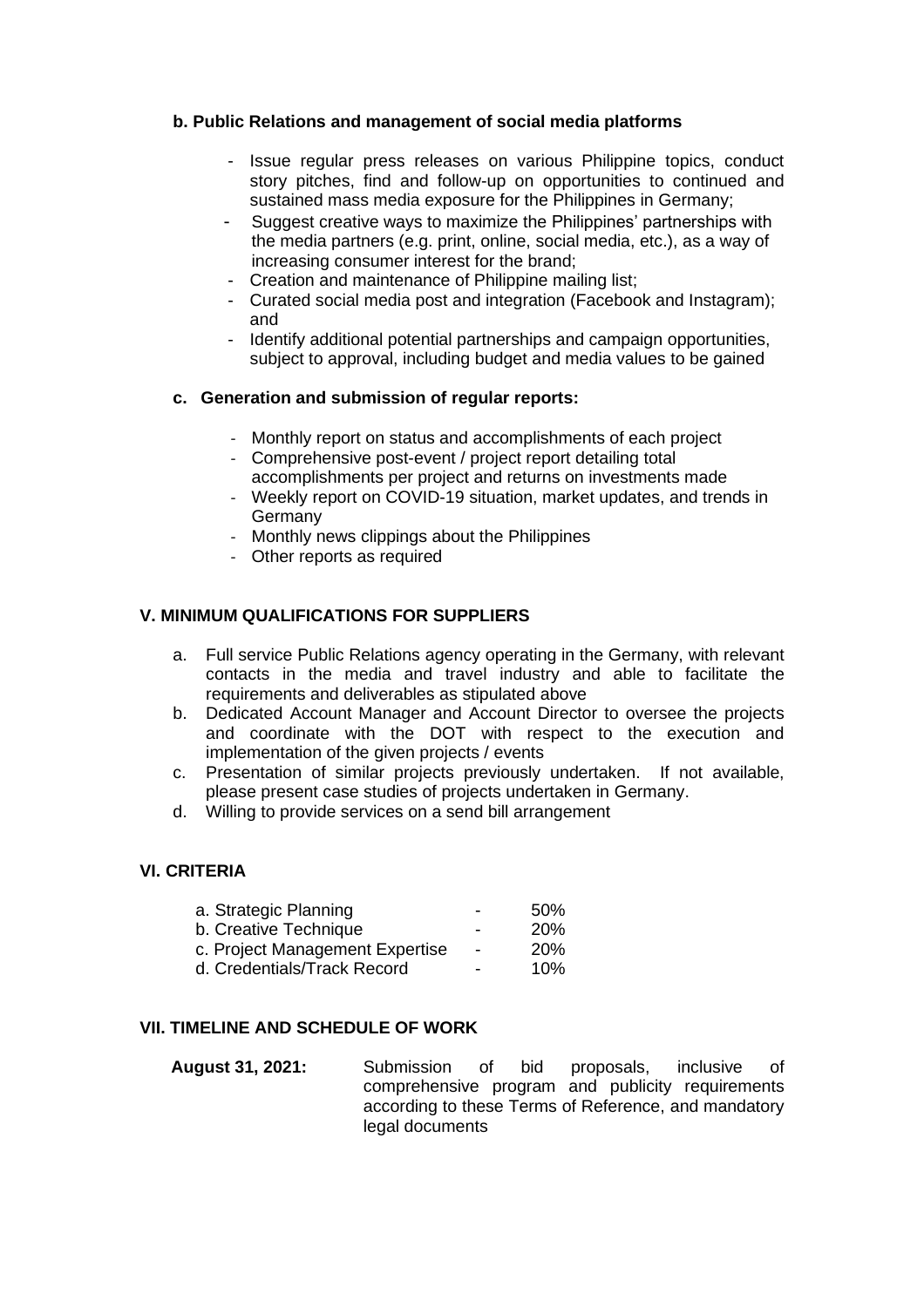**b. Public Relations and management of social media platforms**

- Issue regular press releases on various Philippine topics, conduct story pitches, find and follow-up on opportunities to continued and sustained mass media exposure for the Philippines in Germany;
- Suggest creative ways to maximize the Philippines' partnerships with the media partners (e.g. print, online, social media, etc.), as a way of increasing consumer interest for the brand;
- Creation and maintenance of Philippine mailing list;
- Curated social media post and integration (Facebook and Instagram); and
- Identify additional potential partnerships and campaign opportunities, subject to approval, including budget and media values to be gained

**c. Generation and submission of regular reports:**

- Monthly report on status and accomplishments of each project
- Comprehensive post-event / project report detailing total accomplishments per project and returns on investments made
- Weekly report on COVID-19 situation, market updates, and trends in Germany
- Monthly news clippings about the Philippines
- Other reports as required

## V. MINIMUM QUALIFICATIONS FOR SUPPLIERS

a. Full service Public Relations agency operating in the Germany, with relevant contacts in the media and travel industry and able to facilitate the requirements and deliverables as stipulated above
b. Dedicated Account Manager and Account Director to oversee the projects and coordinate with the DOT with respect to the execution and implementation of the given projects / events
c. Presentation of similar projects previously undertaken. If not available, please present case studies of projects undertaken in Germany.
d. Willing to provide services on a send bill arrangement

## VI. CRITERIA

| | | |
|---|---|---|
| a. Strategic Planning | - | 50% |
| b. Creative Technique | - | 20% |
| c. Project Management Expertise | - | 20% |
| d. Credentials/Track Record | - | 10% |

## VII. TIMELINE AND SCHEDULE OF WORK

**August 31, 2021:** Submission of bid proposals, inclusive of comprehensive program and publicity requirements according to these Terms of Reference, and mandatory legal documents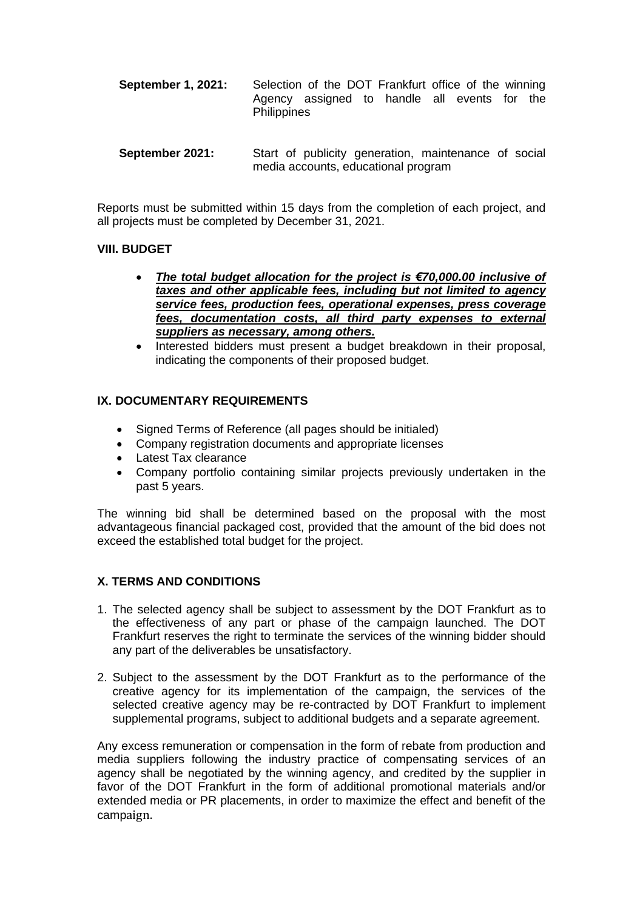**September 1, 2021:** Selection of the DOT Frankfurt office of the winning Agency assigned to handle all events for the Philippines

**September 2021:** Start of publicity generation, maintenance of social media accounts, educational program

Reports must be submitted within 15 days from the completion of each project, and all projects must be completed by December 31, 2021.

## VIII. BUDGET

- ***<u>The total budget allocation for the project is €70,000.00 inclusive of taxes and other applicable fees, including but not limited to agency service fees, production fees, operational expenses, press coverage fees, documentation costs, all third party expenses to external suppliers as necessary, among others.</u>***
- Interested bidders must present a budget breakdown in their proposal, indicating the components of their proposed budget.

## IX. DOCUMENTARY REQUIREMENTS

- Signed Terms of Reference (all pages should be initialed)
- Company registration documents and appropriate licenses
- Latest Tax clearance
- Company portfolio containing similar projects previously undertaken in the past 5 years.

The winning bid shall be determined based on the proposal with the most advantageous financial packaged cost, provided that the amount of the bid does not exceed the established total budget for the project.

## X. TERMS AND CONDITIONS

1. The selected agency shall be subject to assessment by the DOT Frankfurt as to the effectiveness of any part or phase of the campaign launched. The DOT Frankfurt reserves the right to terminate the services of the winning bidder should any part of the deliverables be unsatisfactory.

2. Subject to the assessment by the DOT Frankfurt as to the performance of the creative agency for its implementation of the campaign, the services of the selected creative agency may be re-contracted by DOT Frankfurt to implement supplemental programs, subject to additional budgets and a separate agreement.

Any excess remuneration or compensation in the form of rebate from production and media suppliers following the industry practice of compensating services of an agency shall be negotiated by the winning agency, and credited by the supplier in favor of the DOT Frankfurt in the form of additional promotional materials and/or extended media or PR placements, in order to maximize the effect and benefit of the campaign.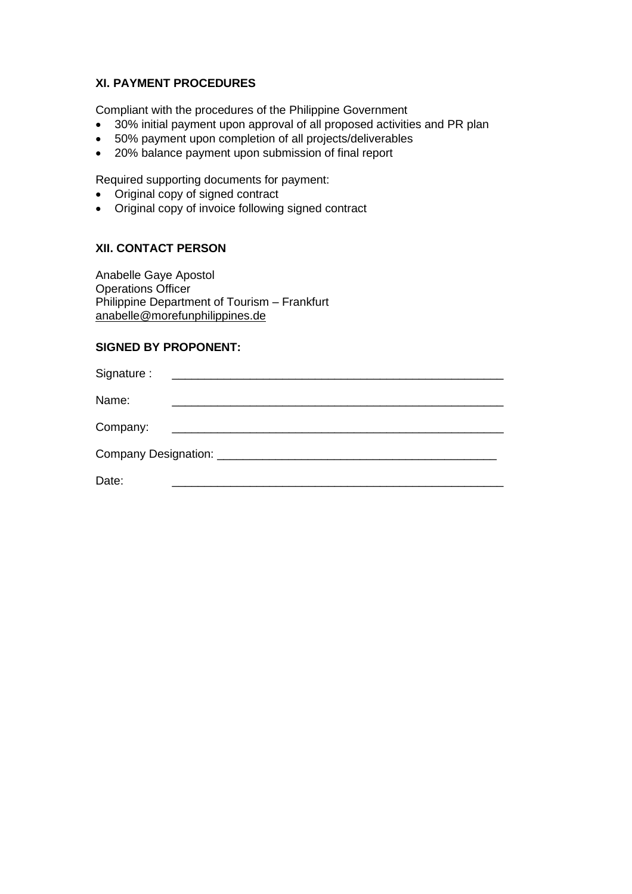**XI. PAYMENT PROCEDURES**

Compliant with the procedures of the Philippine Government

- 30% initial payment upon approval of all proposed activities and PR plan
- 50% payment upon completion of all projects/deliverables
- 20% balance payment upon submission of final report

Required supporting documents for payment:

- Original copy of signed contract
- Original copy of invoice following signed contract

**XII. CONTACT PERSON**

Anabelle Gaye Apostol
Operations Officer
Philippine Department of Tourism – Frankfurt
anabelle@morefunphilippines.de

**SIGNED BY PROPONENT:**

Signature : ____________________________________________________

Name: ____________________________________________________

Company: ____________________________________________________

Company Designation: ____________________________________________

Date: ____________________________________________________